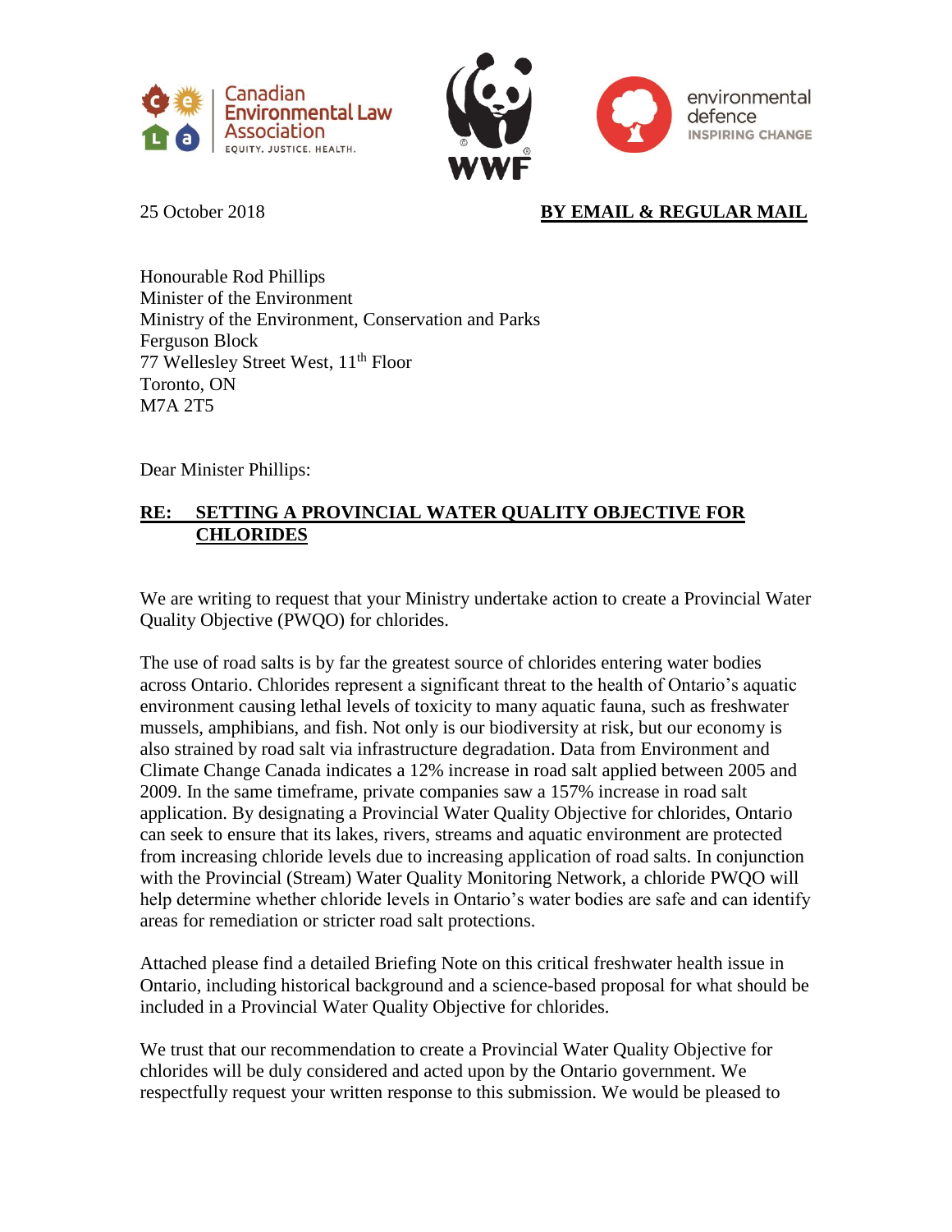Canadian Environmental Law Association
EQUITY. JUSTICE. HEALTH.

WWF

environmental defence
INSPIRING CHANGE

25 October 2018 **BY EMAIL & REGULAR MAIL**

Honourable Rod Phillips
Minister of the Environment
Ministry of the Environment, Conservation and Parks
Ferguson Block
77 Wellesley Street West, 11th Floor
Toronto, ON
M7A 2T5

Dear Minister Phillips:

**RE: SETTING A PROVINCIAL WATER QUALITY OBJECTIVE FOR CHLORIDES**

We are writing to request that your Ministry undertake action to create a Provincial Water Quality Objective (PWQO) for chlorides.

The use of road salts is by far the greatest source of chlorides entering water bodies across Ontario. Chlorides represent a significant threat to the health of Ontario's aquatic environment causing lethal levels of toxicity to many aquatic fauna, such as freshwater mussels, amphibians, and fish. Not only is our biodiversity at risk, but our economy is also strained by road salt via infrastructure degradation. Data from Environment and Climate Change Canada indicates a 12% increase in road salt applied between 2005 and 2009. In the same timeframe, private companies saw a 157% increase in road salt application. By designating a Provincial Water Quality Objective for chlorides, Ontario can seek to ensure that its lakes, rivers, streams and aquatic environment are protected from increasing chloride levels due to increasing application of road salts. In conjunction with the Provincial (Stream) Water Quality Monitoring Network, a chloride PWQO will help determine whether chloride levels in Ontario's water bodies are safe and can identify areas for remediation or stricter road salt protections.

Attached please find a detailed Briefing Note on this critical freshwater health issue in Ontario, including historical background and a science-based proposal for what should be included in a Provincial Water Quality Objective for chlorides.

We trust that our recommendation to create a Provincial Water Quality Objective for chlorides will be duly considered and acted upon by the Ontario government. We respectfully request your written response to this submission. We would be pleased to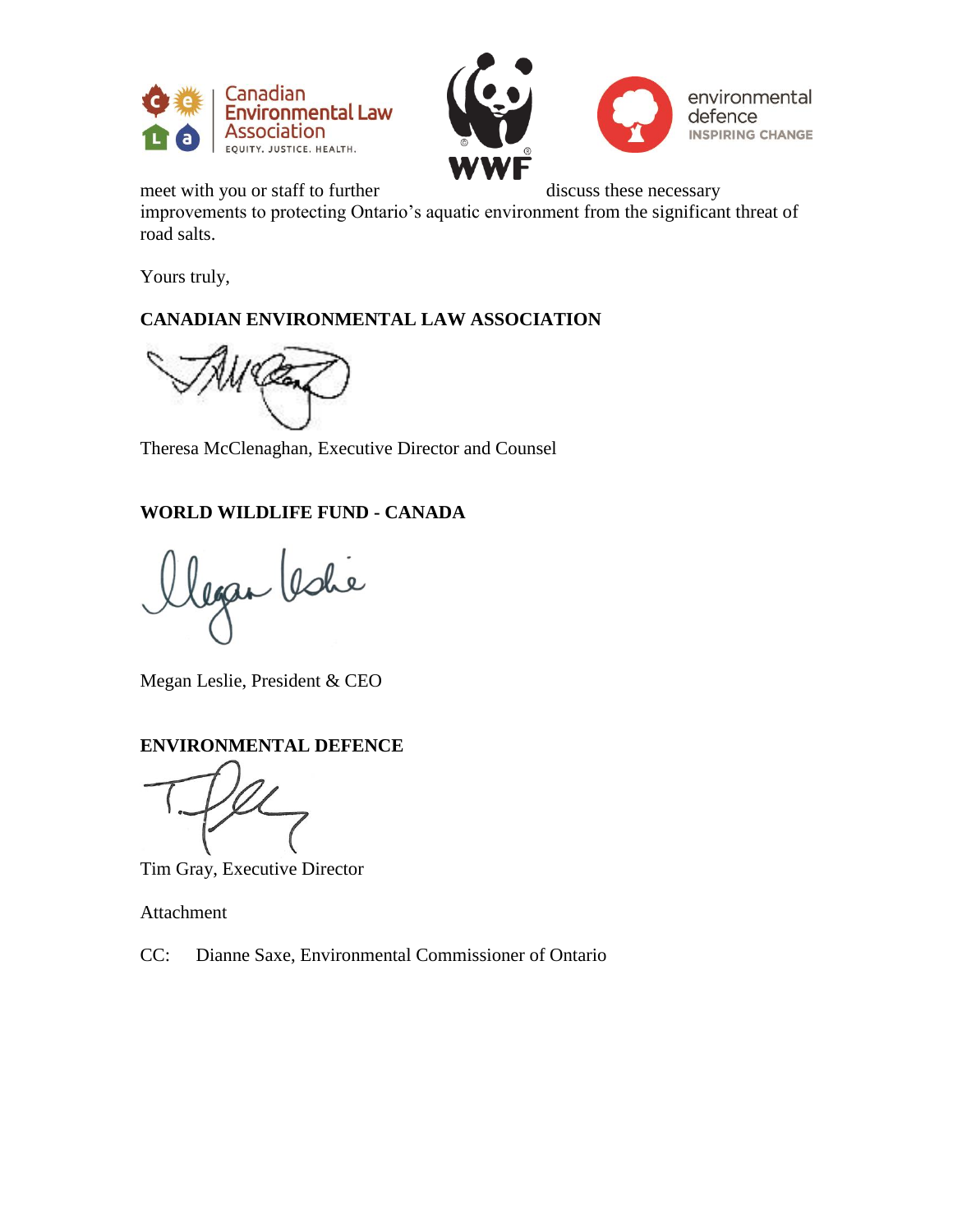meet with you or staff to further discuss these necessary improvements to protecting Ontario's aquatic environment from the significant threat of road salts.

Yours truly,

**CANADIAN ENVIRONMENTAL LAW ASSOCIATION**

Theresa McClenaghan, Executive Director and Counsel

**WORLD WILDLIFE FUND - CANADA**

Megan Leslie, President & CEO

**ENVIRONMENTAL DEFENCE**

Tim Gray, Executive Director

Attachment

CC: Dianne Saxe, Environmental Commissioner of Ontario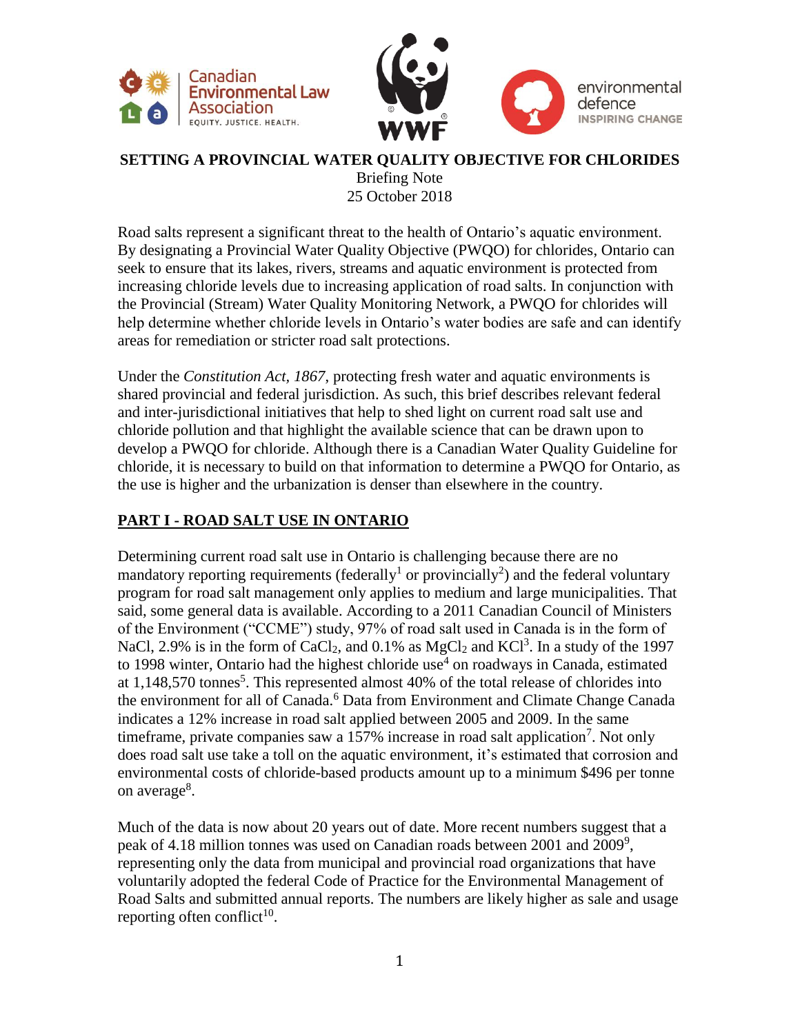**SETTING A PROVINCIAL WATER QUALITY OBJECTIVE FOR CHLORIDES**

Briefing Note

25 October 2018

Road salts represent a significant threat to the health of Ontario's aquatic environment. By designating a Provincial Water Quality Objective (PWQO) for chlorides, Ontario can seek to ensure that its lakes, rivers, streams and aquatic environment is protected from increasing chloride levels due to increasing application of road salts. In conjunction with the Provincial (Stream) Water Quality Monitoring Network, a PWQO for chlorides will help determine whether chloride levels in Ontario's water bodies are safe and can identify areas for remediation or stricter road salt protections.

Under the *Constitution Act, 1867*, protecting fresh water and aquatic environments is shared provincial and federal jurisdiction. As such, this brief describes relevant federal and inter-jurisdictional initiatives that help to shed light on current road salt use and chloride pollution and that highlight the available science that can be drawn upon to develop a PWQO for chloride. Although there is a Canadian Water Quality Guideline for chloride, it is necessary to build on that information to determine a PWQO for Ontario, as the use is higher and the urbanization is denser than elsewhere in the country.

## PART I - ROAD SALT USE IN ONTARIO

Determining current road salt use in Ontario is challenging because there are no mandatory reporting requirements (federally[1] or provincially[2]) and the federal voluntary program for road salt management only applies to medium and large municipalities. That said, some general data is available. According to a 2011 Canadian Council of Ministers of the Environment ("CCME") study, 97% of road salt used in Canada is in the form of NaCl, 2.9% is in the form of $CaCl_2$, and 0.1% as $MgCl_2$ and KCl[3]. In a study of the 1997 to 1998 winter, Ontario had the highest chloride use[4] on roadways in Canada, estimated at 1,148,570 tonnes[5]. This represented almost 40% of the total release of chlorides into the environment for all of Canada.[6] Data from Environment and Climate Change Canada indicates a 12% increase in road salt applied between 2005 and 2009. In the same timeframe, private companies saw a 157% increase in road salt application[7]. Not only does road salt use take a toll on the aquatic environment, it's estimated that corrosion and environmental costs of chloride-based products amount up to a minimum $496 per tonne on average[8].

Much of the data is now about 20 years out of date. More recent numbers suggest that a peak of 4.18 million tonnes was used on Canadian roads between 2001 and 2009[9], representing only the data from municipal and provincial road organizations that have voluntarily adopted the federal Code of Practice for the Environmental Management of Road Salts and submitted annual reports. The numbers are likely higher as sale and usage reporting often conflict[10].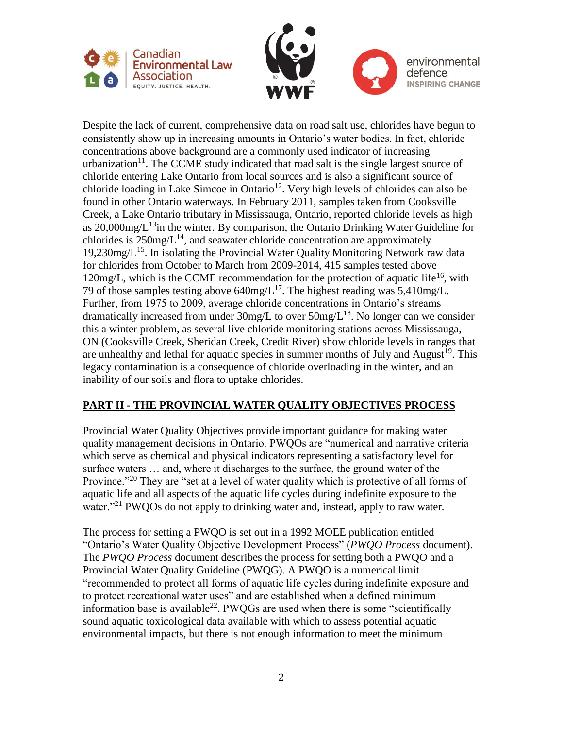Despite the lack of current, comprehensive data on road salt use, chlorides have begun to consistently show up in increasing amounts in Ontario's water bodies. In fact, chloride concentrations above background are a commonly used indicator of increasing urbanization[11]. The CCME study indicated that road salt is the single largest source of chloride entering Lake Ontario from local sources and is also a significant source of chloride loading in Lake Simcoe in Ontario[12]. Very high levels of chlorides can also be found in other Ontario waterways. In February 2011, samples taken from Cooksville Creek, a Lake Ontario tributary in Mississauga, Ontario, reported chloride levels as high as 20,000mg/L[13]in the winter. By comparison, the Ontario Drinking Water Guideline for chlorides is 250mg/L[14], and seawater chloride concentration are approximately 19,230mg/L[15]. In isolating the Provincial Water Quality Monitoring Network raw data for chlorides from October to March from 2009-2014, 415 samples tested above 120mg/L, which is the CCME recommendation for the protection of aquatic life[16], with 79 of those samples testing above 640mg/L[17]. The highest reading was 5,410mg/L. Further, from 1975 to 2009, average chloride concentrations in Ontario's streams dramatically increased from under 30mg/L to over 50mg/L[18]. No longer can we consider this a winter problem, as several live chloride monitoring stations across Mississauga, ON (Cooksville Creek, Sheridan Creek, Credit River) show chloride levels in ranges that are unhealthy and lethal for aquatic species in summer months of July and August[19]. This legacy contamination is a consequence of chloride overloading in the winter, and an inability of our soils and flora to uptake chlorides.

## PART II - THE PROVINCIAL WATER QUALITY OBJECTIVES PROCESS

Provincial Water Quality Objectives provide important guidance for making water quality management decisions in Ontario. PWQOs are "numerical and narrative criteria which serve as chemical and physical indicators representing a satisfactory level for surface waters … and, where it discharges to the surface, the ground water of the Province."[20] They are "set at a level of water quality which is protective of all forms of aquatic life and all aspects of the aquatic life cycles during indefinite exposure to the water."[21] PWQOs do not apply to drinking water and, instead, apply to raw water.

The process for setting a PWQO is set out in a 1992 MOEE publication entitled "Ontario's Water Quality Objective Development Process" (*PWQO Process* document). The *PWQO Process* document describes the process for setting both a PWQO and a Provincial Water Quality Guideline (PWQG). A PWQO is a numerical limit "recommended to protect all forms of aquatic life cycles during indefinite exposure and to protect recreational water uses" and are established when a defined minimum information base is available[22]. PWQGs are used when there is some "scientifically sound aquatic toxicological data available with which to assess potential aquatic environmental impacts, but there is not enough information to meet the minimum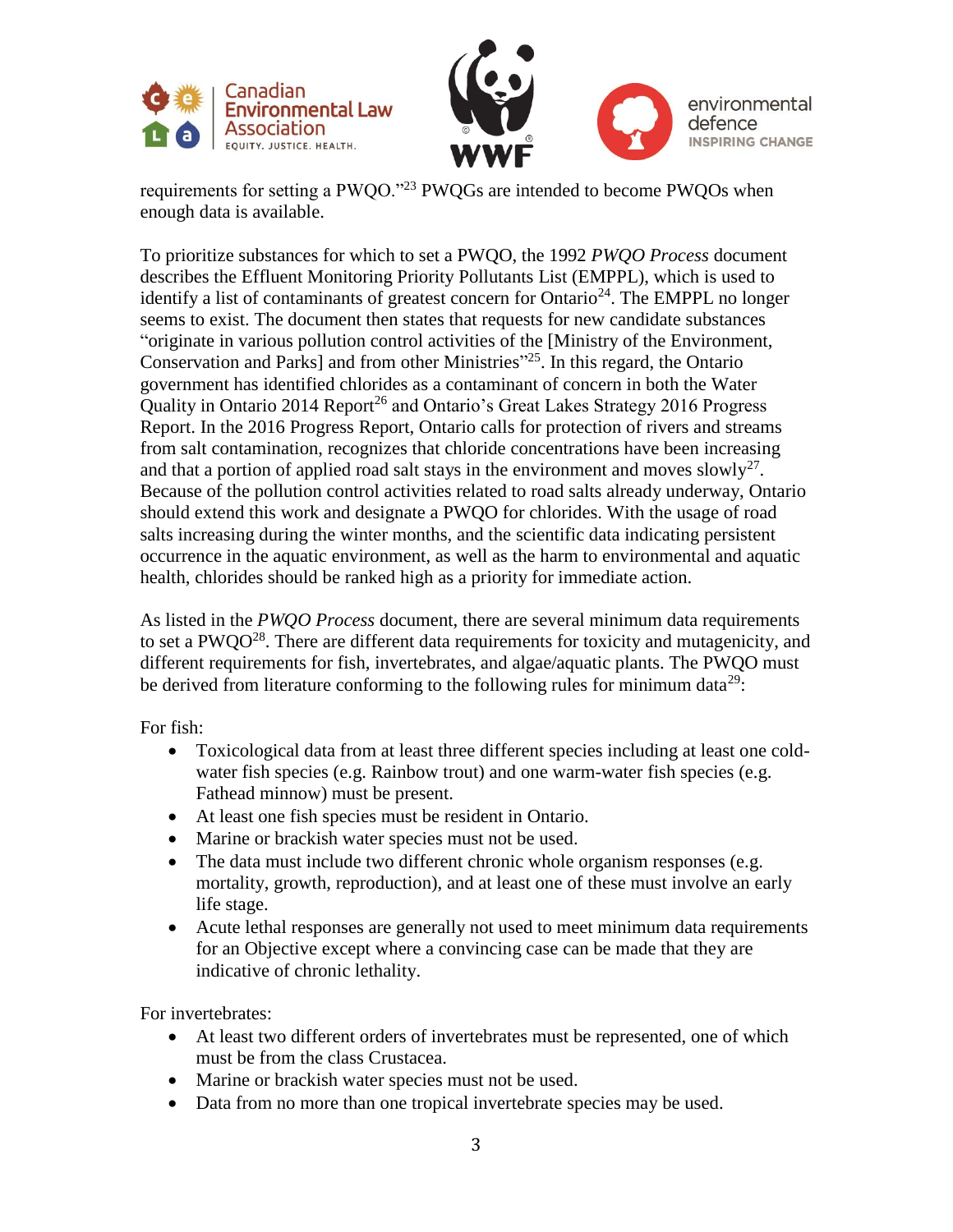requirements for setting a PWQO."[23] PWQGs are intended to become PWQOs when enough data is available.

To prioritize substances for which to set a PWQO, the 1992 *PWQO Process* document describes the Effluent Monitoring Priority Pollutants List (EMPPL), which is used to identify a list of contaminants of greatest concern for Ontario[24]. The EMPPL no longer seems to exist. The document then states that requests for new candidate substances "originate in various pollution control activities of the [Ministry of the Environment, Conservation and Parks] and from other Ministries"[25]. In this regard, the Ontario government has identified chlorides as a contaminant of concern in both the Water Quality in Ontario 2014 Report[26] and Ontario's Great Lakes Strategy 2016 Progress Report. In the 2016 Progress Report, Ontario calls for protection of rivers and streams from salt contamination, recognizes that chloride concentrations have been increasing and that a portion of applied road salt stays in the environment and moves slowly[27]. Because of the pollution control activities related to road salts already underway, Ontario should extend this work and designate a PWQO for chlorides. With the usage of road salts increasing during the winter months, and the scientific data indicating persistent occurrence in the aquatic environment, as well as the harm to environmental and aquatic health, chlorides should be ranked high as a priority for immediate action.

As listed in the *PWQO Process* document, there are several minimum data requirements to set a PWQO[28]. There are different data requirements for toxicity and mutagenicity, and different requirements for fish, invertebrates, and algae/aquatic plants. The PWQO must be derived from literature conforming to the following rules for minimum data[29]:

For fish:

- Toxicological data from at least three different species including at least one cold-water fish species (e.g. Rainbow trout) and one warm-water fish species (e.g. Fathead minnow) must be present.
- At least one fish species must be resident in Ontario.
- Marine or brackish water species must not be used.
- The data must include two different chronic whole organism responses (e.g. mortality, growth, reproduction), and at least one of these must involve an early life stage.
- Acute lethal responses are generally not used to meet minimum data requirements for an Objective except where a convincing case can be made that they are indicative of chronic lethality.

For invertebrates:

- At least two different orders of invertebrates must be represented, one of which must be from the class Crustacea.
- Marine or brackish water species must not be used.
- Data from no more than one tropical invertebrate species may be used.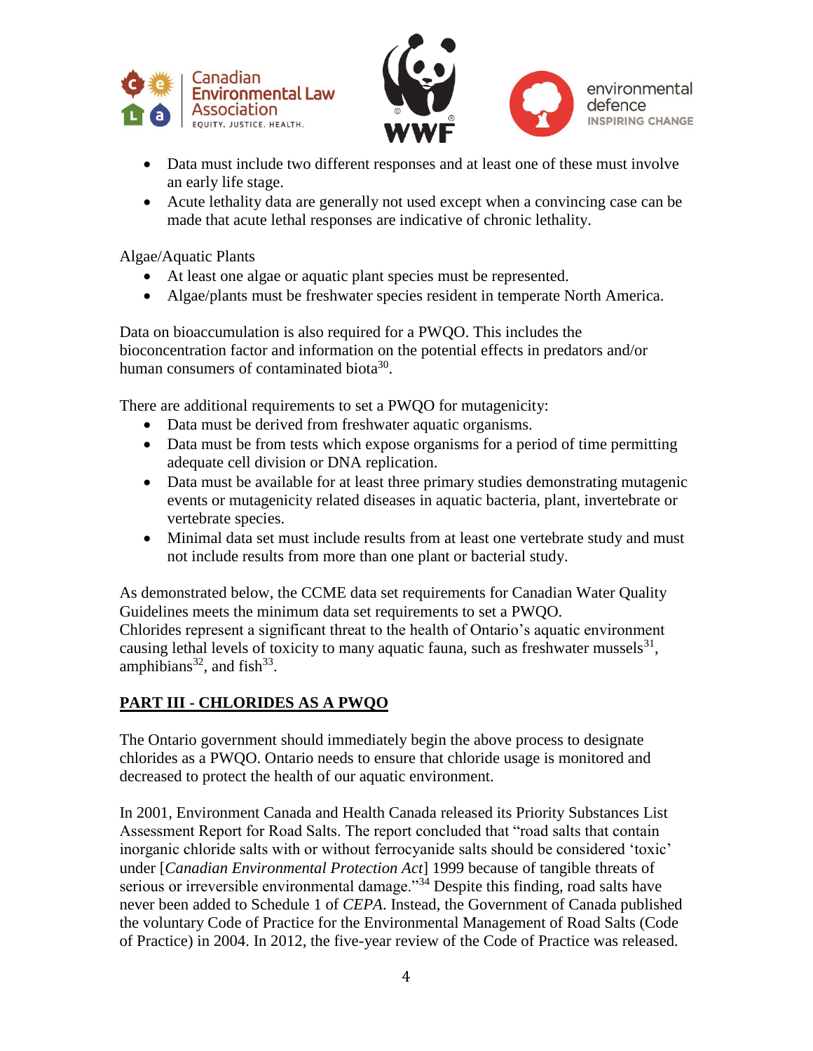- Data must include two different responses and at least one of these must involve an early life stage.
- Acute lethality data are generally not used except when a convincing case can be made that acute lethal responses are indicative of chronic lethality.

Algae/Aquatic Plants

- At least one algae or aquatic plant species must be represented.
- Algae/plants must be freshwater species resident in temperate North America.

Data on bioaccumulation is also required for a PWQO. This includes the bioconcentration factor and information on the potential effects in predators and/or human consumers of contaminated biota[30].

There are additional requirements to set a PWQO for mutagenicity:

- Data must be derived from freshwater aquatic organisms.
- Data must be from tests which expose organisms for a period of time permitting adequate cell division or DNA replication.
- Data must be available for at least three primary studies demonstrating mutagenic events or mutagenicity related diseases in aquatic bacteria, plant, invertebrate or vertebrate species.
- Minimal data set must include results from at least one vertebrate study and must not include results from more than one plant or bacterial study.

As demonstrated below, the CCME data set requirements for Canadian Water Quality Guidelines meets the minimum data set requirements to set a PWQO.
Chlorides represent a significant threat to the health of Ontario's aquatic environment causing lethal levels of toxicity to many aquatic fauna, such as freshwater mussels[31], amphibians[32], and fish[33].

## PART III - CHLORIDES AS A PWQO

The Ontario government should immediately begin the above process to designate chlorides as a PWQO. Ontario needs to ensure that chloride usage is monitored and decreased to protect the health of our aquatic environment.

In 2001, Environment Canada and Health Canada released its Priority Substances List Assessment Report for Road Salts. The report concluded that "road salts that contain inorganic chloride salts with or without ferrocyanide salts should be considered 'toxic' under [*Canadian Environmental Protection Act*] 1999 because of tangible threats of serious or irreversible environmental damage."[34] Despite this finding, road salts have never been added to Schedule 1 of *CEPA*. Instead, the Government of Canada published the voluntary Code of Practice for the Environmental Management of Road Salts (Code of Practice) in 2004. In 2012, the five-year review of the Code of Practice was released.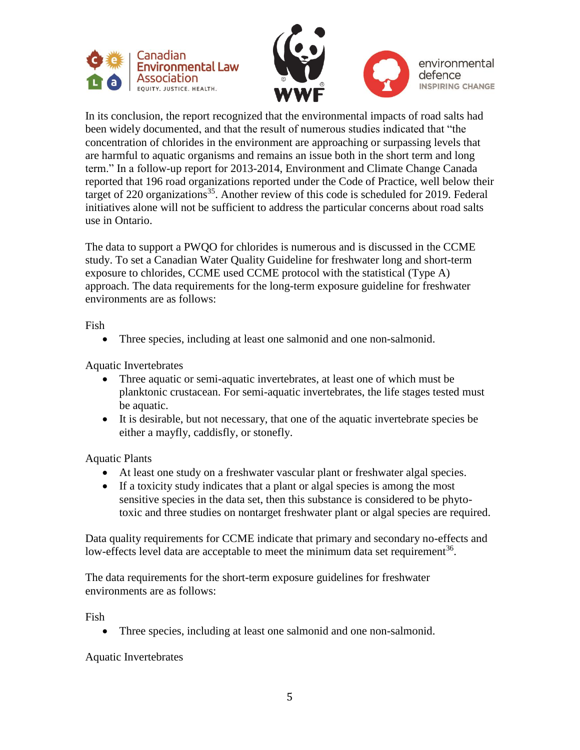In its conclusion, the report recognized that the environmental impacts of road salts had been widely documented, and that the result of numerous studies indicated that "the concentration of chlorides in the environment are approaching or surpassing levels that are harmful to aquatic organisms and remains an issue both in the short term and long term." In a follow-up report for 2013-2014, Environment and Climate Change Canada reported that 196 road organizations reported under the Code of Practice, well below their target of 220 organizations[35]. Another review of this code is scheduled for 2019. Federal initiatives alone will not be sufficient to address the particular concerns about road salts use in Ontario.

The data to support a PWQO for chlorides is numerous and is discussed in the CCME study. To set a Canadian Water Quality Guideline for freshwater long and short-term exposure to chlorides, CCME used CCME protocol with the statistical (Type A) approach. The data requirements for the long-term exposure guideline for freshwater environments are as follows:

Fish

- Three species, including at least one salmonid and one non-salmonid.

Aquatic Invertebrates

- Three aquatic or semi-aquatic invertebrates, at least one of which must be planktonic crustacean. For semi-aquatic invertebrates, the life stages tested must be aquatic.
- It is desirable, but not necessary, that one of the aquatic invertebrate species be either a mayfly, caddisfly, or stonefly.

Aquatic Plants

- At least one study on a freshwater vascular plant or freshwater algal species.
- If a toxicity study indicates that a plant or algal species is among the most sensitive species in the data set, then this substance is considered to be phyto-toxic and three studies on nontarget freshwater plant or algal species are required.

Data quality requirements for CCME indicate that primary and secondary no-effects and low-effects level data are acceptable to meet the minimum data set requirement[36].

The data requirements for the short-term exposure guidelines for freshwater environments are as follows:

Fish

- Three species, including at least one salmonid and one non-salmonid.

Aquatic Invertebrates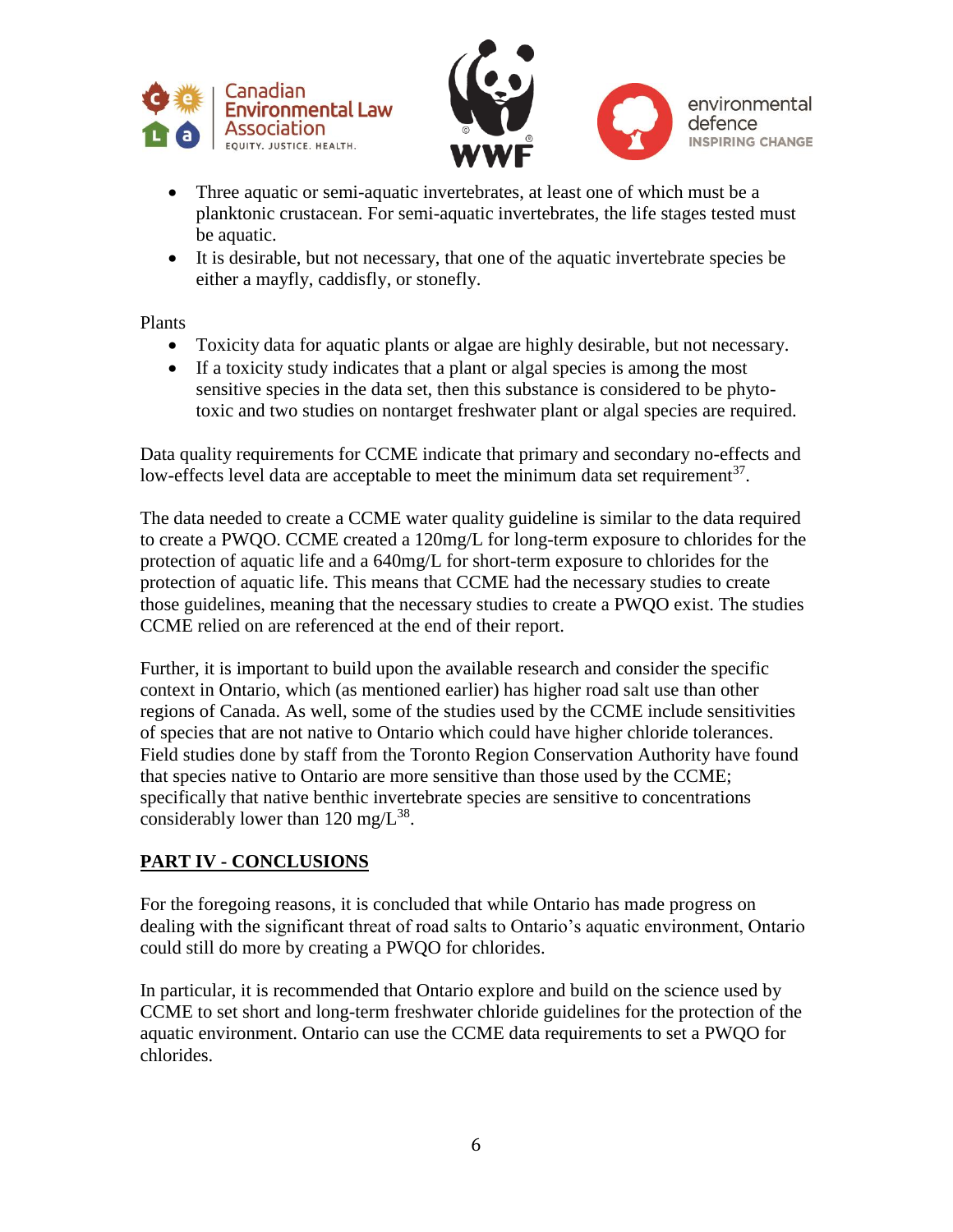- Three aquatic or semi-aquatic invertebrates, at least one of which must be a planktonic crustacean. For semi-aquatic invertebrates, the life stages tested must be aquatic.
- It is desirable, but not necessary, that one of the aquatic invertebrate species be either a mayfly, caddisfly, or stonefly.

Plants

- Toxicity data for aquatic plants or algae are highly desirable, but not necessary.
- If a toxicity study indicates that a plant or algal species is among the most sensitive species in the data set, then this substance is considered to be phyto-toxic and two studies on nontarget freshwater plant or algal species are required.

Data quality requirements for CCME indicate that primary and secondary no-effects and low-effects level data are acceptable to meet the minimum data set requirement[37].

The data needed to create a CCME water quality guideline is similar to the data required to create a PWQO. CCME created a 120mg/L for long-term exposure to chlorides for the protection of aquatic life and a 640mg/L for short-term exposure to chlorides for the protection of aquatic life. This means that CCME had the necessary studies to create those guidelines, meaning that the necessary studies to create a PWQO exist. The studies CCME relied on are referenced at the end of their report.

Further, it is important to build upon the available research and consider the specific context in Ontario, which (as mentioned earlier) has higher road salt use than other regions of Canada. As well, some of the studies used by the CCME include sensitivities of species that are not native to Ontario which could have higher chloride tolerances. Field studies done by staff from the Toronto Region Conservation Authority have found that species native to Ontario are more sensitive than those used by the CCME; specifically that native benthic invertebrate species are sensitive to concentrations considerably lower than 120 mg/L[38].

## PART IV - CONCLUSIONS

For the foregoing reasons, it is concluded that while Ontario has made progress on dealing with the significant threat of road salts to Ontario's aquatic environment, Ontario could still do more by creating a PWQO for chlorides.

In particular, it is recommended that Ontario explore and build on the science used by CCME to set short and long-term freshwater chloride guidelines for the protection of the aquatic environment. Ontario can use the CCME data requirements to set a PWQO for chlorides.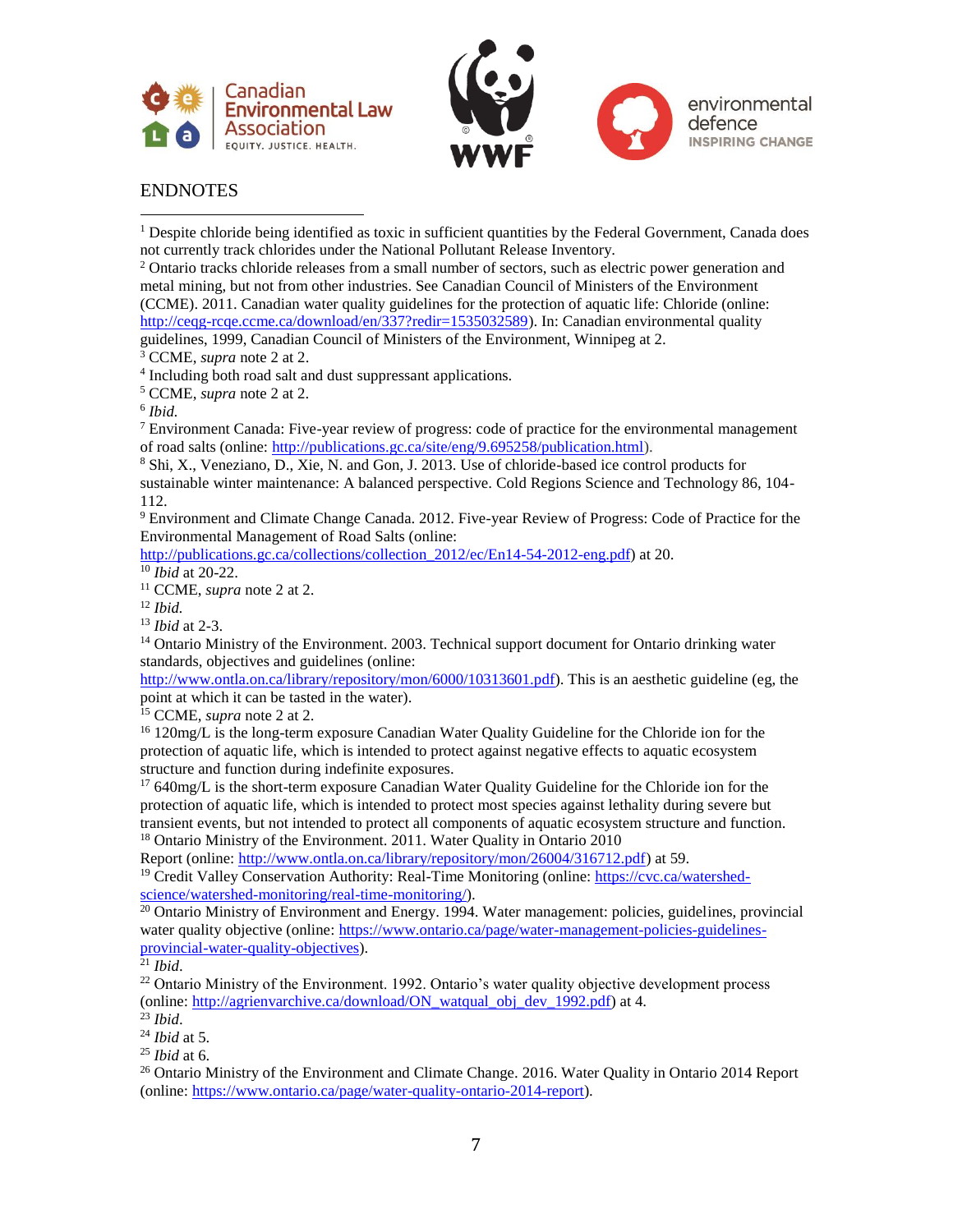## ENDNOTES

[1] Despite chloride being identified as toxic in sufficient quantities by the Federal Government, Canada does not currently track chlorides under the National Pollutant Release Inventory.

[2] Ontario tracks chloride releases from a small number of sectors, such as electric power generation and metal mining, but not from other industries. See Canadian Council of Ministers of the Environment (CCME). 2011. Canadian water quality guidelines for the protection of aquatic life: Chloride (online: http://ceqg-rcqe.ccme.ca/download/en/337?redir=1535032589). In: Canadian environmental quality guidelines, 1999, Canadian Council of Ministers of the Environment, Winnipeg at 2.

[3] CCME, *supra* note 2 at 2.

[4] Including both road salt and dust suppressant applications.

[5] CCME, *supra* note 2 at 2.

[6] *Ibid.*

[7] Environment Canada: Five-year review of progress: code of practice for the environmental management of road salts (online: http://publications.gc.ca/site/eng/9.695258/publication.html).

[8] Shi, X., Veneziano, D., Xie, N. and Gon, J. 2013. Use of chloride-based ice control products for sustainable winter maintenance: A balanced perspective. Cold Regions Science and Technology 86, 104-112.

[9] Environment and Climate Change Canada. 2012. Five-year Review of Progress: Code of Practice for the Environmental Management of Road Salts (online: http://publications.gc.ca/collections/collection_2012/ec/En14-54-2012-eng.pdf) at 20.

[10] *Ibid* at 20-22.

[11] CCME, *supra* note 2 at 2.

[12] *Ibid.*

[13] *Ibid* at 2-3.

[14] Ontario Ministry of the Environment. 2003. Technical support document for Ontario drinking water standards, objectives and guidelines (online: http://www.ontla.on.ca/library/repository/mon/6000/10313601.pdf). This is an aesthetic guideline (eg, the point at which it can be tasted in the water).

[15] CCME, *supra* note 2 at 2.

[16] 120mg/L is the long-term exposure Canadian Water Quality Guideline for the Chloride ion for the protection of aquatic life, which is intended to protect against negative effects to aquatic ecosystem structure and function during indefinite exposures.

[17] 640mg/L is the short-term exposure Canadian Water Quality Guideline for the Chloride ion for the protection of aquatic life, which is intended to protect most species against lethality during severe but transient events, but not intended to protect all components of aquatic ecosystem structure and function.

[18] Ontario Ministry of the Environment. 2011. Water Quality in Ontario 2010 Report (online: http://www.ontla.on.ca/library/repository/mon/26004/316712.pdf) at 59.

[19] Credit Valley Conservation Authority: Real-Time Monitoring (online: https://cvc.ca/watershed-science/watershed-monitoring/real-time-monitoring/).

[20] Ontario Ministry of Environment and Energy. 1994. Water management: policies, guidelines, provincial water quality objective (online: https://www.ontario.ca/page/water-management-policies-guidelines-provincial-water-quality-objectives).

[21] *Ibid.*

[22] Ontario Ministry of the Environment. 1992. Ontario's water quality objective development process (online: http://agrienvarchive.ca/download/ON_watqual_obj_dev_1992.pdf) at 4.

[23] *Ibid.*

[24] *Ibid* at 5.

[25] *Ibid* at 6.

[26] Ontario Ministry of the Environment and Climate Change. 2016. Water Quality in Ontario 2014 Report (online: https://www.ontario.ca/page/water-quality-ontario-2014-report).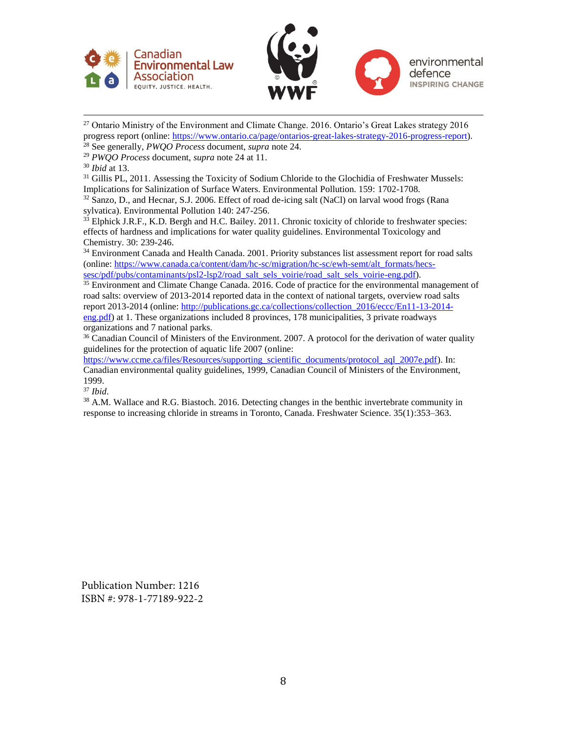[27] Ontario Ministry of the Environment and Climate Change. 2016. Ontario's Great Lakes strategy 2016 progress report (online: https://www.ontario.ca/page/ontarios-great-lakes-strategy-2016-progress-report).

[28] See generally, *PWQO Process* document, *supra* note 24.

[29] *PWQO Process* document, *supra* note 24 at 11.

[30] *Ibid* at 13.

[31] Gillis PL, 2011. Assessing the Toxicity of Sodium Chloride to the Glochidia of Freshwater Mussels: Implications for Salinization of Surface Waters. Environmental Pollution. 159: 1702-1708.

[32] Sanzo, D., and Hecnar, S.J. 2006. Effect of road de-icing salt (NaCl) on larval wood frogs (Rana sylvatica). Environmental Pollution 140: 247-256.

[33] Elphick J.R.F., K.D. Bergh and H.C. Bailey. 2011. Chronic toxicity of chloride to freshwater species: effects of hardness and implications for water quality guidelines. Environmental Toxicology and Chemistry. 30: 239-246.

[34] Environment Canada and Health Canada. 2001. Priority substances list assessment report for road salts (online: https://www.canada.ca/content/dam/hc-sc/migration/hc-sc/ewh-semt/alt_formats/hecs-sesc/pdf/pubs/contaminants/psl2-lsp2/road_salt_sels_voirie/road_salt_sels_voirie-eng.pdf).

[35] Environment and Climate Change Canada. 2016. Code of practice for the environmental management of road salts: overview of 2013-2014 reported data in the context of national targets, overview road salts report 2013-2014 (online: http://publications.gc.ca/collections/collection_2016/eccc/En11-13-2014-eng.pdf) at 1. These organizations included 8 provinces, 178 municipalities, 3 private roadways organizations and 7 national parks.

[36] Canadian Council of Ministers of the Environment. 2007. A protocol for the derivation of water quality guidelines for the protection of aquatic life 2007 (online: https://www.ccme.ca/files/Resources/supporting_scientific_documents/protocol_aql_2007e.pdf). In: Canadian environmental quality guidelines, 1999, Canadian Council of Ministers of the Environment, 1999.

[37] *Ibid*.

[38] A.M. Wallace and R.G. Biastoch. 2016. Detecting changes in the benthic invertebrate community in response to increasing chloride in streams in Toronto, Canada. Freshwater Science. 35(1):353–363.

Publication Number: 1216
ISBN #: 978-1-77189-922-2